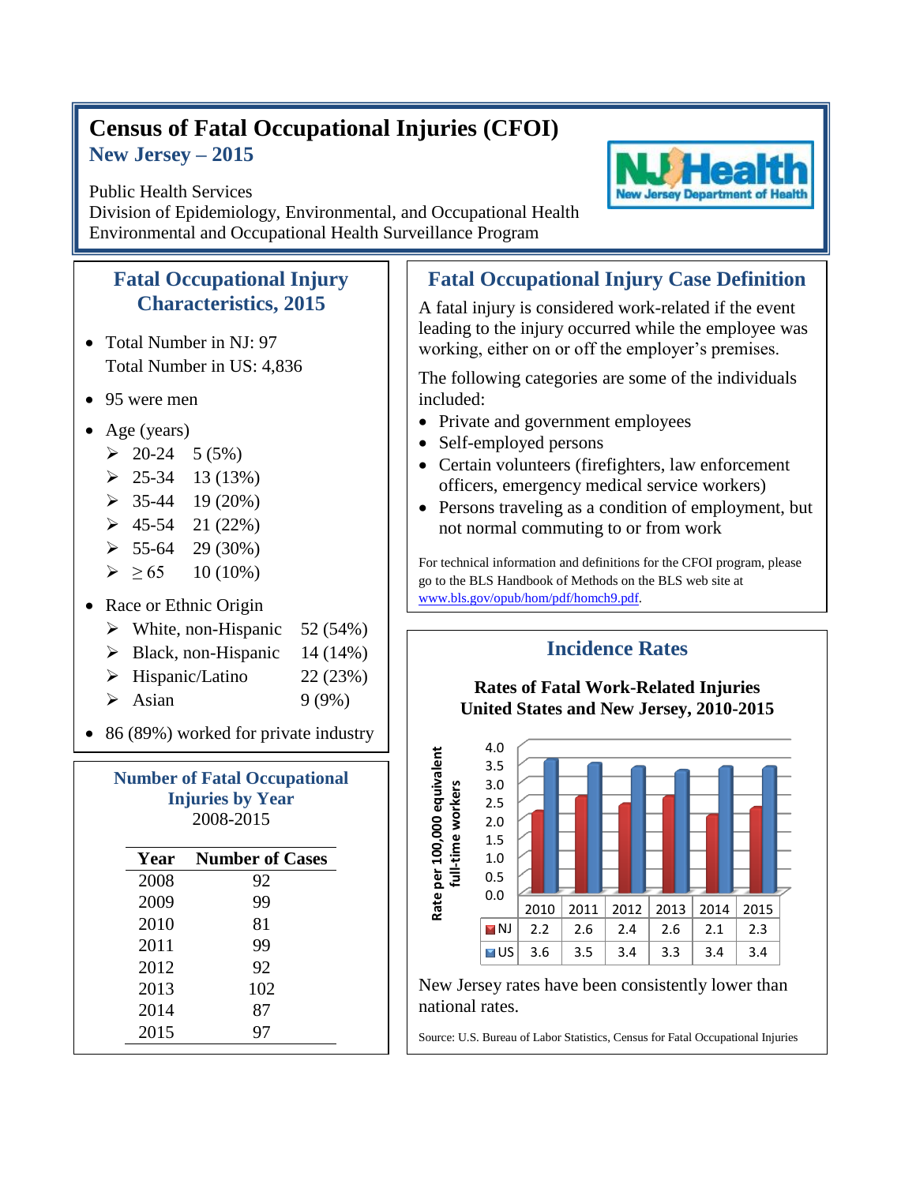# Census of Fatal Occupational Injuries (CFOI)

## New Jersey – 2015

Public Health Services
Division of Epidemiology, Environmental, and Occupational Health
Environmental and Occupational Health Surveillance Program

NJ Health
New Jersey Department of Health

## Fatal Occupational Injury Characteristics, 2015

- Total Number in NJ: 97
  Total Number in US: 4,836
- 95 were men
- Age (years)
  - 20-24 5 (5%)
  - 25-34 13 (13%)
  - 35-44 19 (20%)
  - 45-54 21 (22%)
  - 55-64 29 (30%)
  - ≥ 65 10 (10%)
- Race or Ethnic Origin
  - White, non-Hispanic 52 (54%)
  - Black, non-Hispanic 14 (14%)
  - Hispanic/Latino 22 (23%)
  - Asian 9 (9%)
- 86 (89%) worked for private industry

## Number of Fatal Occupational Injuries by Year

2008-2015

| Year | Number of Cases |
|---|---|
| 2008 | 92 |
| 2009 | 99 |
| 2010 | 81 |
| 2011 | 99 |
| 2012 | 92 |
| 2013 | 102 |
| 2014 | 87 |
| 2015 | 97 |

## Fatal Occupational Injury Case Definition

A fatal injury is considered work-related if the event leading to the injury occurred while the employee was working, either on or off the employer's premises.

The following categories are some of the individuals included:

- Private and government employees
- Self-employed persons
- Certain volunteers (firefighters, law enforcement officers, emergency medical service workers)
- Persons traveling as a condition of employment, but not normal commuting to or from work

For technical information and definitions for the CFOI program, please go to the BLS Handbook of Methods on the BLS web site at www.bls.gov/opub/hom/pdf/homch9.pdf.

## Incidence Rates

**Rates of Fatal Work-Related Injuries United States and New Jersey, 2010-2015**

Rate per 100,000 equivalent full-time workers

| | 2010 | 2011 | 2012 | 2013 | 2014 | 2015 |
|---|---|---|---|---|---|---|
| NJ | 2.2 | 2.6 | 2.4 | 2.6 | 2.1 | 2.3 |
| US | 3.6 | 3.5 | 3.4 | 3.3 | 3.4 | 3.4 |

New Jersey rates have been consistently lower than national rates.

Source: U.S. Bureau of Labor Statistics, Census for Fatal Occupational Injuries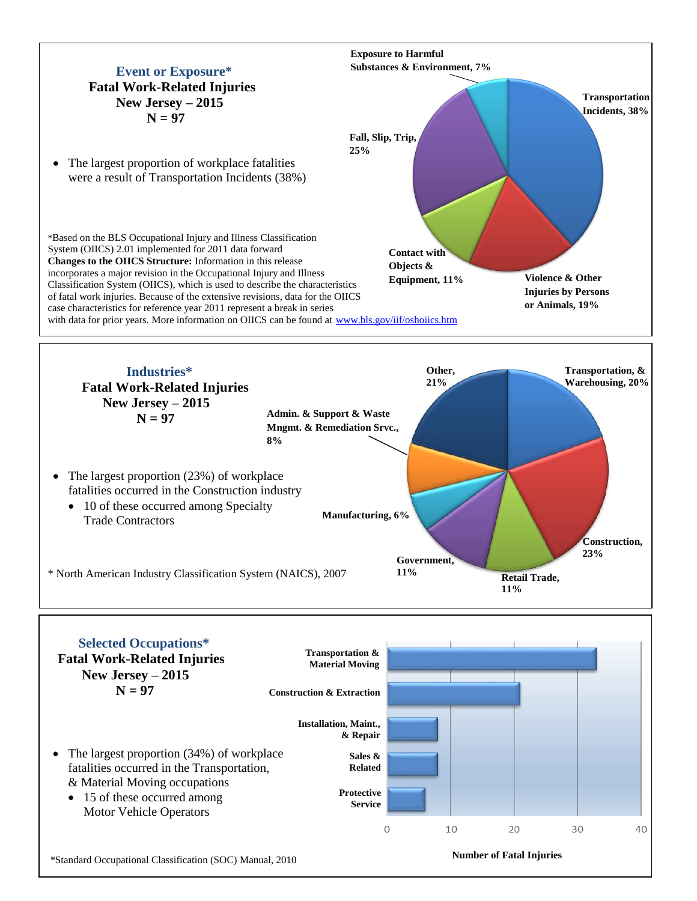## Event or Exposure*

### Fatal Work-Related Injuries
### New Jersey – 2015
### N = 97

- The largest proportion of workplace fatalities were a result of Transportation Incidents (38%)

Exposure to Harmful Substances & Environment, 7%

Transportation Incidents, 38%

Fall, Slip, Trip, 25%

Contact with Objects & Equipment, 11%

Violence & Other Injuries by Persons or Animals, 19%

*Based on the BLS Occupational Injury and Illness Classification System (OIICS) 2.01 implemented for 2011 data forward

**Changes to the OIICS Structure:** Information in this release incorporates a major revision in the Occupational Injury and Illness Classification System (OIICS), which is used to describe the characteristics of fatal work injuries. Because of the extensive revisions, data for the OIICS case characteristics for reference year 2011 represent a break in series with data for prior years. More information on OIICS can be found at [www.bls.gov/iif/oshoiics.htm](http://www.bls.gov/iif/oshoiics.htm)

## Industries*

### Fatal Work-Related Injuries
### New Jersey – 2015
### N = 97

- The largest proportion (23%) of workplace fatalities occurred in the Construction industry
  - 10 of these occurred among Specialty Trade Contractors

Other, 21%

Transportation, & Warehousing, 20%

Admin. & Support & Waste Mngmt. & Remediation Srvc., 8%

Manufacturing, 6%

Construction, 23%

Government, 11%

Retail Trade, 11%

* North American Industry Classification System (NAICS), 2007

## Selected Occupations*

### Fatal Work-Related Injuries
### New Jersey – 2015
### N = 97

- The largest proportion (34%) of workplace fatalities occurred in the Transportation, & Material Moving occupations
  - 15 of these occurred among Motor Vehicle Operators

Transportation & Material Moving

Construction & Extraction

Installation, Maint., & Repair

Sales & Related

Protective Service

0 10 20 30 40

Number of Fatal Injuries

*Standard Occupational Classification (SOC) Manual, 2010